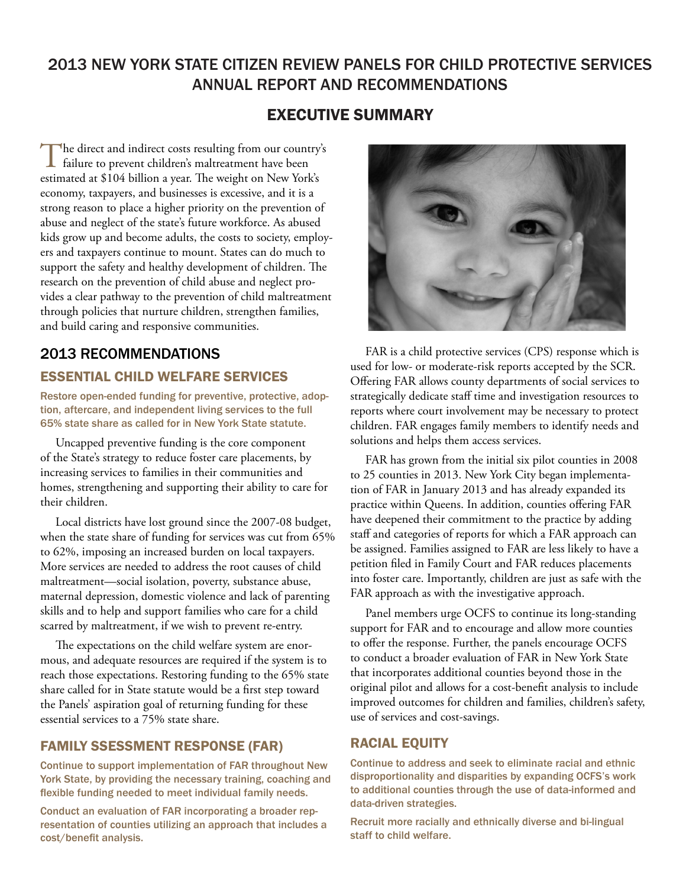# 2013 NEW YORK STATE CITIZEN REVIEW PANELS FOR CHILD PROTECTIVE SERVICES ANNUAL REPORT AND RECOMMENDATIONS

## EXECUTIVE SUMMARY

The direct and indirect costs resulting from our country's failure to prevent children's maltreatment have been estimated at $104 billion a year. The weight on New York's economy, taxpayers, and businesses is excessive, and it is a strong reason to place a higher priority on the prevention of abuse and neglect of the state's future workforce. As abused kids grow up and become adults, the costs to society, employers and taxpayers continue to mount. States can do much to support the safety and healthy development of children. The research on the prevention of child abuse and neglect provides a clear pathway to the prevention of child maltreatment through policies that nurture children, strengthen families, and build caring and responsive communities.

## 2013 RECOMMENDATIONS

### ESSENTIAL CHILD WELFARE SERVICES

**Restore open-ended funding for preventive, protective, adoption, aftercare, and independent living services to the full 65% state share as called for in New York State statute.**

Uncapped preventive funding is the core component of the State's strategy to reduce foster care placements, by increasing services to families in their communities and homes, strengthening and supporting their ability to care for their children.

Local districts have lost ground since the 2007-08 budget, when the state share of funding for services was cut from 65% to 62%, imposing an increased burden on local taxpayers. More services are needed to address the root causes of child maltreatment—social isolation, poverty, substance abuse, maternal depression, domestic violence and lack of parenting skills and to help and support families who care for a child scarred by maltreatment, if we wish to prevent re-entry.

The expectations on the child welfare system are enormous, and adequate resources are required if the system is to reach those expectations. Restoring funding to the 65% state share called for in State statute would be a first step toward the Panels' aspiration goal of returning funding for these essential services to a 75% state share.

### FAMILY SSESSMENT RESPONSE (FAR)

**Continue to support implementation of FAR throughout New York State, by providing the necessary training, coaching and flexible funding needed to meet individual family needs.**

**Conduct an evaluation of FAR incorporating a broader representation of counties utilizing an approach that includes a cost/benefit analysis.**

FAR is a child protective services (CPS) response which is used for low- or moderate-risk reports accepted by the SCR. Offering FAR allows county departments of social services to strategically dedicate staff time and investigation resources to reports where court involvement may be necessary to protect children. FAR engages family members to identify needs and solutions and helps them access services.

FAR has grown from the initial six pilot counties in 2008 to 25 counties in 2013. New York City began implementation of FAR in January 2013 and has already expanded its practice within Queens. In addition, counties offering FAR have deepened their commitment to the practice by adding staff and categories of reports for which a FAR approach can be assigned. Families assigned to FAR are less likely to have a petition filed in Family Court and FAR reduces placements into foster care. Importantly, children are just as safe with the FAR approach as with the investigative approach.

Panel members urge OCFS to continue its long-standing support for FAR and to encourage and allow more counties to offer the response. Further, the panels encourage OCFS to conduct a broader evaluation of FAR in New York State that incorporates additional counties beyond those in the original pilot and allows for a cost-benefit analysis to include improved outcomes for children and families, children's safety, use of services and cost-savings.

### RACIAL EQUITY

**Continue to address and seek to eliminate racial and ethnic disproportionality and disparities by expanding OCFS's work to additional counties through the use of data-informed and data-driven strategies.**

**Recruit more racially and ethnically diverse and bi-lingual staff to child welfare.**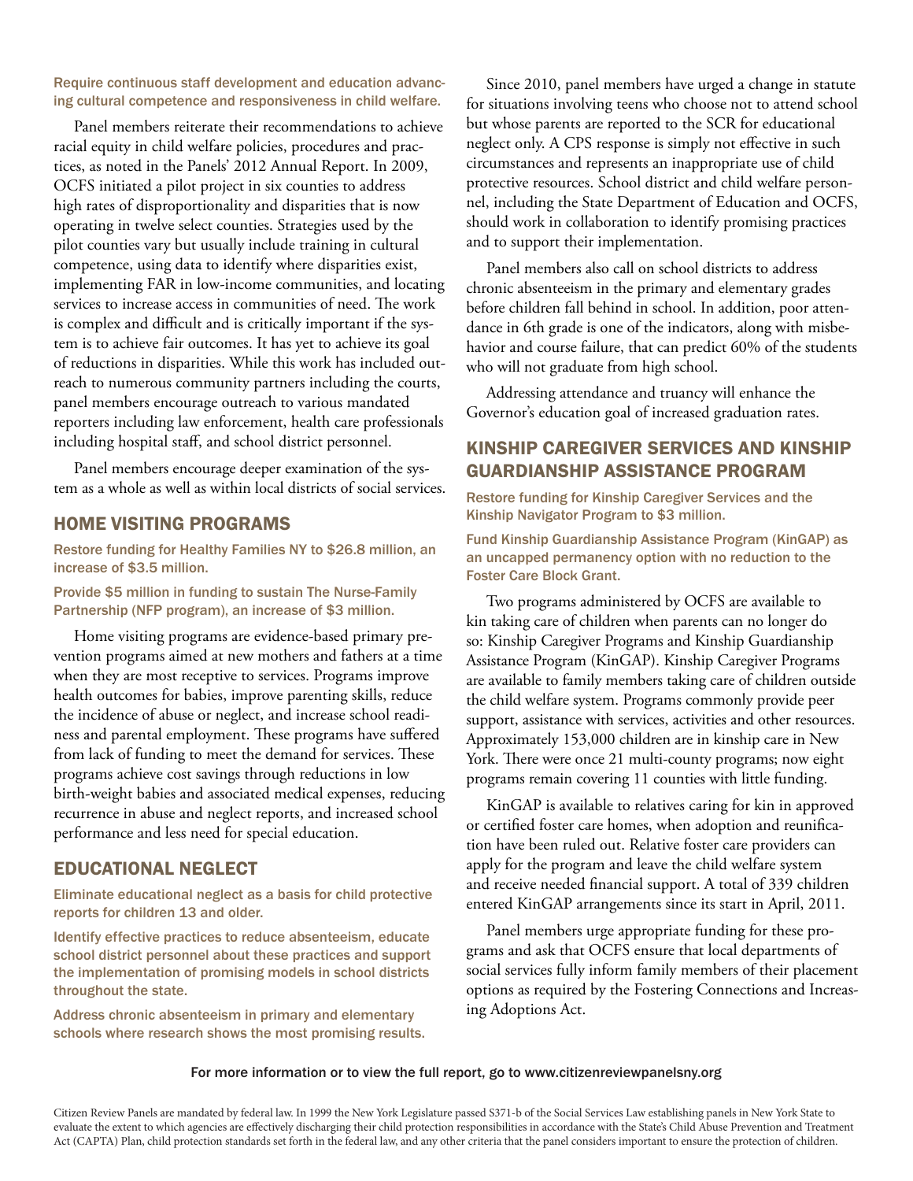**Require continuous staff development and education advancing cultural competence and responsiveness in child welfare.**

Panel members reiterate their recommendations to achieve racial equity in child welfare policies, procedures and practices, as noted in the Panels' 2012 Annual Report. In 2009, OCFS initiated a pilot project in six counties to address high rates of disproportionality and disparities that is now operating in twelve select counties. Strategies used by the pilot counties vary but usually include training in cultural competence, using data to identify where disparities exist, implementing FAR in low-income communities, and locating services to increase access in communities of need. The work is complex and difficult and is critically important if the system is to achieve fair outcomes. It has yet to achieve its goal of reductions in disparities. While this work has included outreach to numerous community partners including the courts, panel members encourage outreach to various mandated reporters including law enforcement, health care professionals including hospital staff, and school district personnel.

Panel members encourage deeper examination of the system as a whole as well as within local districts of social services.

## HOME VISITING PROGRAMS

**Restore funding for Healthy Families NY to $26.8 million, an increase of $3.5 million.**

**Provide $5 million in funding to sustain The Nurse-Family Partnership (NFP program), an increase of $3 million.**

Home visiting programs are evidence-based primary prevention programs aimed at new mothers and fathers at a time when they are most receptive to services. Programs improve health outcomes for babies, improve parenting skills, reduce the incidence of abuse or neglect, and increase school readiness and parental employment. These programs have suffered from lack of funding to meet the demand for services. These programs achieve cost savings through reductions in low birth-weight babies and associated medical expenses, reducing recurrence in abuse and neglect reports, and increased school performance and less need for special education.

## EDUCATIONAL NEGLECT

**Eliminate educational neglect as a basis for child protective reports for children 13 and older.**

**Identify effective practices to reduce absenteeism, educate school district personnel about these practices and support the implementation of promising models in school districts throughout the state.**

**Address chronic absenteeism in primary and elementary schools where research shows the most promising results.**

Since 2010, panel members have urged a change in statute for situations involving teens who choose not to attend school but whose parents are reported to the SCR for educational neglect only. A CPS response is simply not effective in such circumstances and represents an inappropriate use of child protective resources. School district and child welfare personnel, including the State Department of Education and OCFS, should work in collaboration to identify promising practices and to support their implementation.

Panel members also call on school districts to address chronic absenteeism in the primary and elementary grades before children fall behind in school. In addition, poor attendance in 6th grade is one of the indicators, along with misbehavior and course failure, that can predict 60% of the students who will not graduate from high school.

Addressing attendance and truancy will enhance the Governor's education goal of increased graduation rates.

## KINSHIP CAREGIVER SERVICES AND KINSHIP GUARDIANSHIP ASSISTANCE PROGRAM

**Restore funding for Kinship Caregiver Services and the Kinship Navigator Program to $3 million.**

**Fund Kinship Guardianship Assistance Program (KinGAP) as an uncapped permanency option with no reduction to the Foster Care Block Grant.**

Two programs administered by OCFS are available to kin taking care of children when parents can no longer do so: Kinship Caregiver Programs and Kinship Guardianship Assistance Program (KinGAP). Kinship Caregiver Programs are available to family members taking care of children outside the child welfare system. Programs commonly provide peer support, assistance with services, activities and other resources. Approximately 153,000 children are in kinship care in New York. There were once 21 multi-county programs; now eight programs remain covering 11 counties with little funding.

KinGAP is available to relatives caring for kin in approved or certified foster care homes, when adoption and reunification have been ruled out. Relative foster care providers can apply for the program and leave the child welfare system and receive needed financial support. A total of 339 children entered KinGAP arrangements since its start in April, 2011.

Panel members urge appropriate funding for these programs and ask that OCFS ensure that local departments of social services fully inform family members of their placement options as required by the Fostering Connections and Increasing Adoptions Act.

For more information or to view the full report, go to www.citizenreviewpanelsny.org

Citizen Review Panels are mandated by federal law. In 1999 the New York Legislature passed S371-b of the Social Services Law establishing panels in New York State to evaluate the extent to which agencies are effectively discharging their child protection responsibilities in accordance with the State's Child Abuse Prevention and Treatment Act (CAPTA) Plan, child protection standards set forth in the federal law, and any other criteria that the panel considers important to ensure the protection of children.